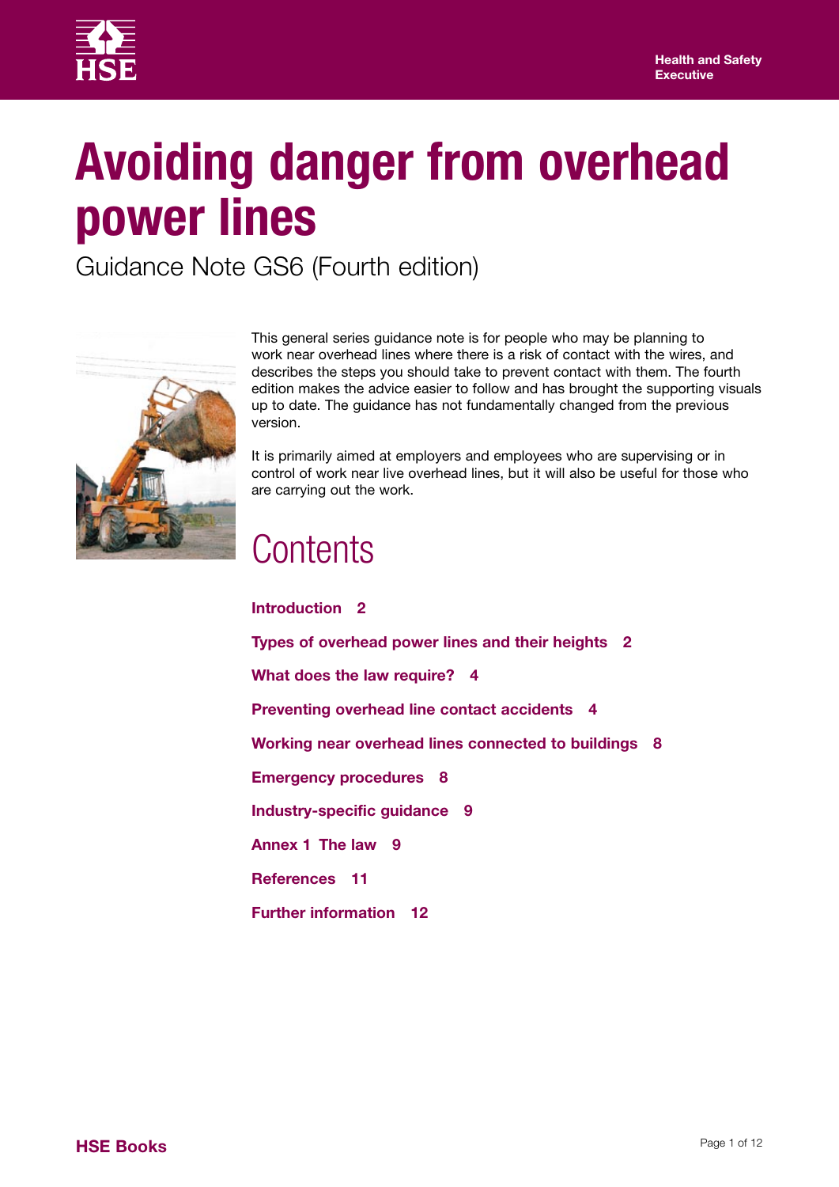Health and Safety Executive

# Avoiding danger from overhead power lines

Guidance Note GS6 (Fourth edition)

This general series guidance note is for people who may be planning to work near overhead lines where there is a risk of contact with the wires, and describes the steps you should take to prevent contact with them. The fourth edition makes the advice easier to follow and has brought the supporting visuals up to date. The guidance has not fundamentally changed from the previous version.

It is primarily aimed at employers and employees who are supervising or in control of work near live overhead lines, but it will also be useful for those who are carrying out the work.

## Contents

**Introduction 2**

**Types of overhead power lines and their heights 2**

**What does the law require? 4**

**Preventing overhead line contact accidents 4**

**Working near overhead lines connected to buildings 8**

**Emergency procedures 8**

**Industry-specific guidance 9**

**Annex 1 The law 9**

**References 11**

**Further information 12**

HSE Books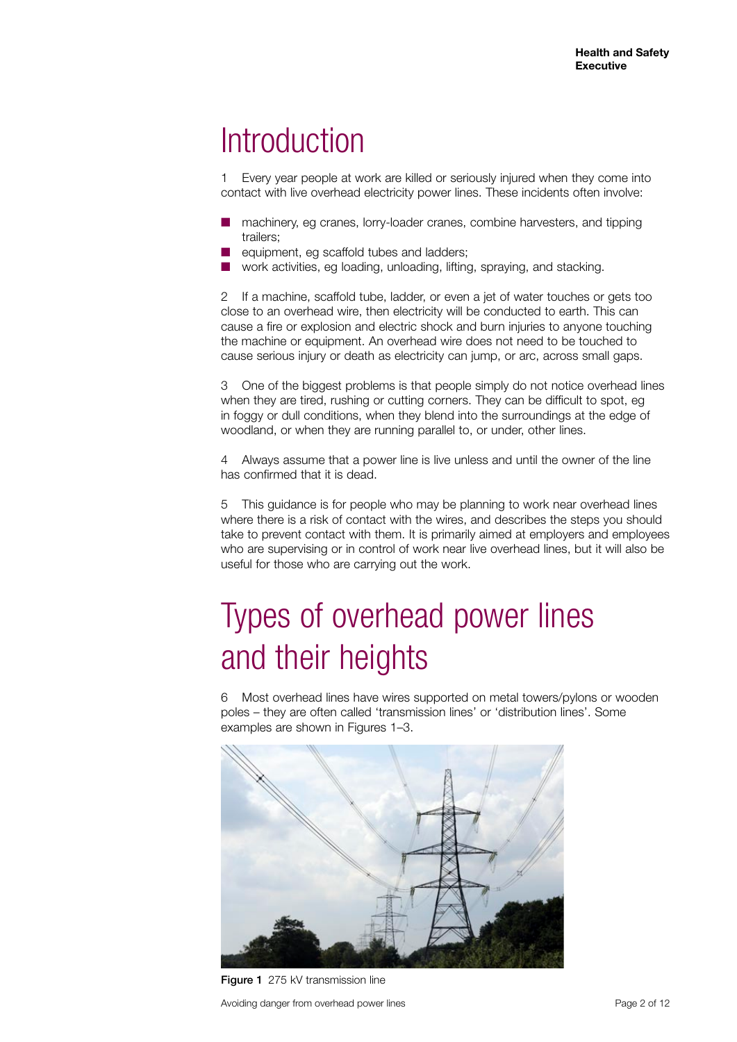# Introduction

1 Every year people at work are killed or seriously injured when they come into contact with live overhead electricity power lines. These incidents often involve:

- machinery, eg cranes, lorry-loader cranes, combine harvesters, and tipping trailers;
- equipment, eg scaffold tubes and ladders;
- work activities, eg loading, unloading, lifting, spraying, and stacking.

2 If a machine, scaffold tube, ladder, or even a jet of water touches or gets too close to an overhead wire, then electricity will be conducted to earth. This can cause a fire or explosion and electric shock and burn injuries to anyone touching the machine or equipment. An overhead wire does not need to be touched to cause serious injury or death as electricity can jump, or arc, across small gaps.

3 One of the biggest problems is that people simply do not notice overhead lines when they are tired, rushing or cutting corners. They can be difficult to spot, eg in foggy or dull conditions, when they blend into the surroundings at the edge of woodland, or when they are running parallel to, or under, other lines.

4 Always assume that a power line is live unless and until the owner of the line has confirmed that it is dead.

5 This guidance is for people who may be planning to work near overhead lines where there is a risk of contact with the wires, and describes the steps you should take to prevent contact with them. It is primarily aimed at employers and employees who are supervising or in control of work near live overhead lines, but it will also be useful for those who are carrying out the work.

# Types of overhead power lines and their heights

6 Most overhead lines have wires supported on metal towers/pylons or wooden poles – they are often called 'transmission lines' or 'distribution lines'. Some examples are shown in Figures 1–3.

**Figure 1** 275 kV transmission line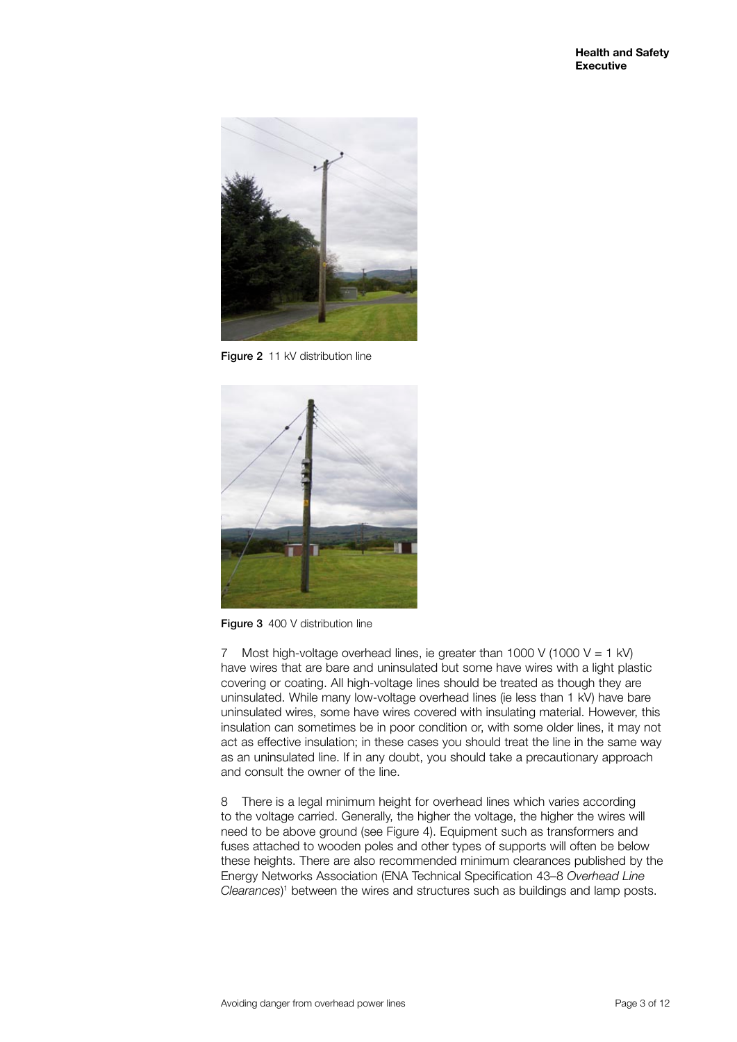Figure 2 11 kV distribution line

Figure 3 400 V distribution line

7 Most high-voltage overhead lines, ie greater than 1000 V (1000 V = 1 kV) have wires that are bare and uninsulated but some have wires with a light plastic covering or coating. All high-voltage lines should be treated as though they are uninsulated. While many low-voltage overhead lines (ie less than 1 kV) have bare uninsulated wires, some have wires covered with insulating material. However, this insulation can sometimes be in poor condition or, with some older lines, it may not act as effective insulation; in these cases you should treat the line in the same way as an uninsulated line. If in any doubt, you should take a precautionary approach and consult the owner of the line.

8 There is a legal minimum height for overhead lines which varies according to the voltage carried. Generally, the higher the voltage, the higher the wires will need to be above ground (see Figure 4). Equipment such as transformers and fuses attached to wooden poles and other types of supports will often be below these heights. There are also recommended minimum clearances published by the Energy Networks Association (ENA Technical Specification 43–8 *Overhead Line Clearances*)[1] between the wires and structures such as buildings and lamp posts.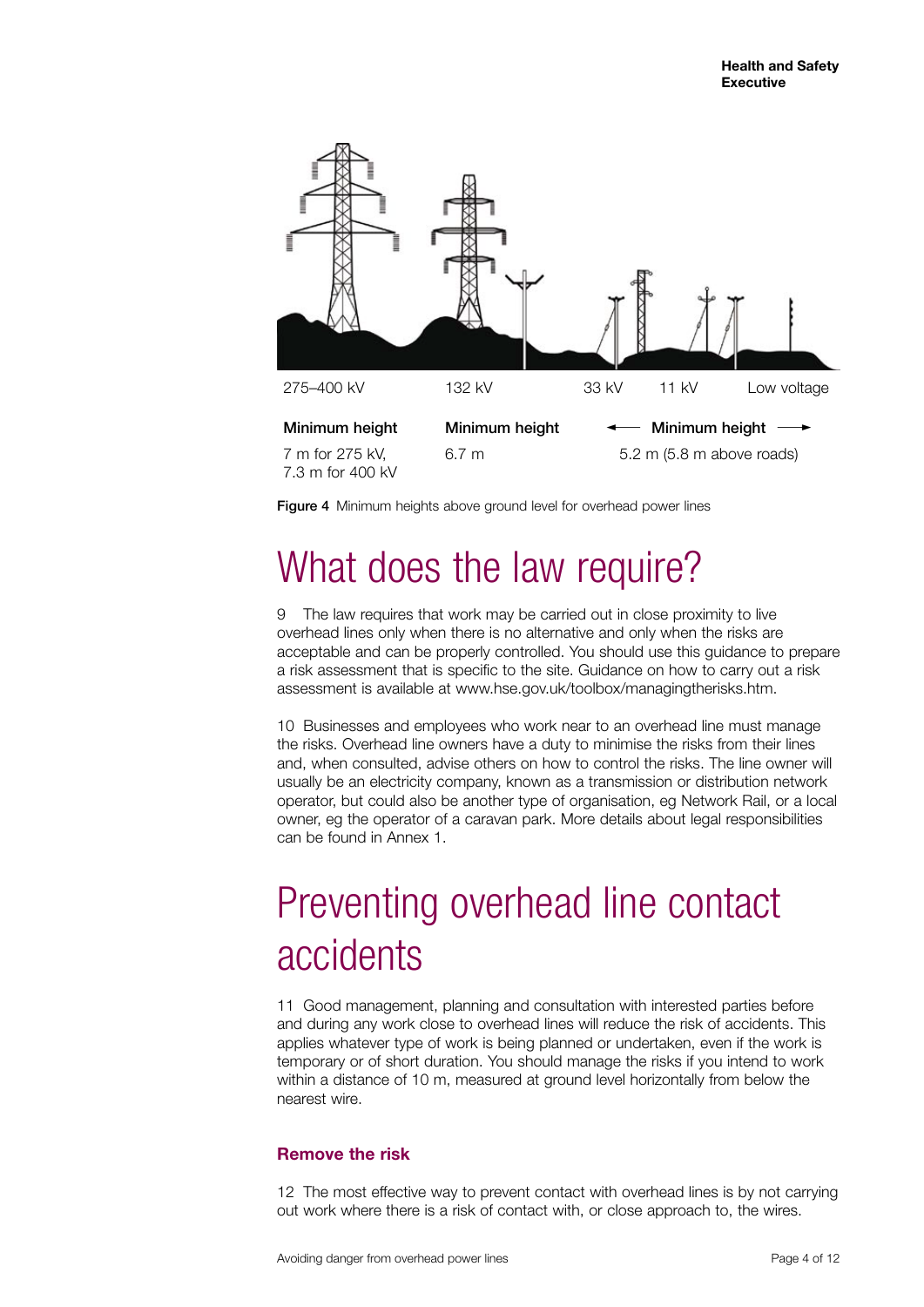| 275–400 kV | 132 kV | 33 kV | 11 kV | Low voltage |
|---|---|---|---|---|
| **Minimum height** | **Minimum height** | ← **Minimum height** → | | |
| 7 m for 275 kV, 7.3 m for 400 kV | 6.7 m | 5.2 m (5.8 m above roads) | | |

**Figure 4** Minimum heights above ground level for overhead power lines

# What does the law require?

9 The law requires that work may be carried out in close proximity to live overhead lines only when there is no alternative and only when the risks are acceptable and can be properly controlled. You should use this guidance to prepare a risk assessment that is specific to the site. Guidance on how to carry out a risk assessment is available at www.hse.gov.uk/toolbox/managingtherisks.htm.

10 Businesses and employees who work near to an overhead line must manage the risks. Overhead line owners have a duty to minimise the risks from their lines and, when consulted, advise others on how to control the risks. The line owner will usually be an electricity company, known as a transmission or distribution network operator, but could also be another type of organisation, eg Network Rail, or a local owner, eg the operator of a caravan park. More details about legal responsibilities can be found in Annex 1.

# Preventing overhead line contact accidents

11 Good management, planning and consultation with interested parties before and during any work close to overhead lines will reduce the risk of accidents. This applies whatever type of work is being planned or undertaken, even if the work is temporary or of short duration. You should manage the risks if you intend to work within a distance of 10 m, measured at ground level horizontally from below the nearest wire.

## Remove the risk

12 The most effective way to prevent contact with overhead lines is by not carrying out work where there is a risk of contact with, or close approach to, the wires.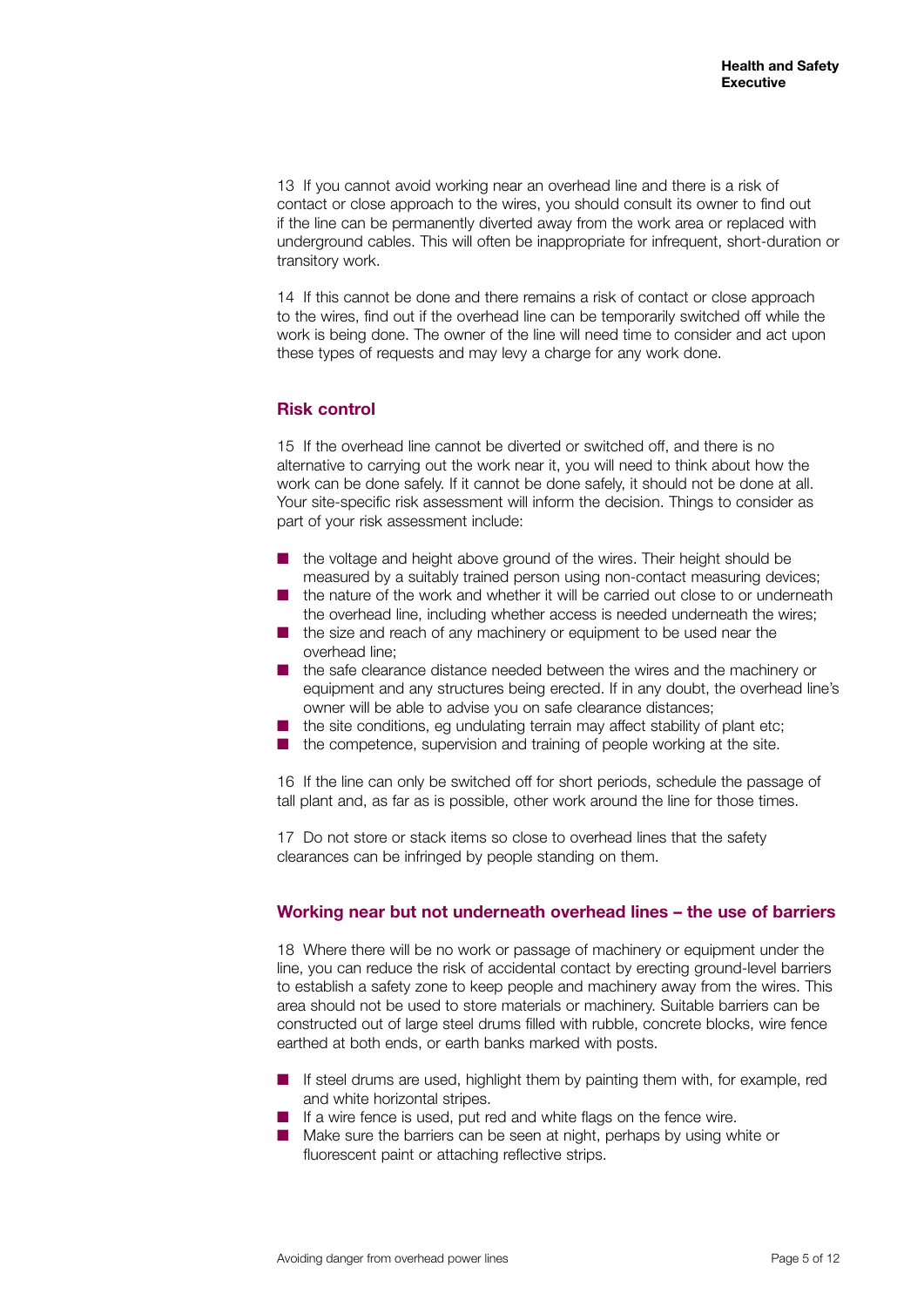13 If you cannot avoid working near an overhead line and there is a risk of contact or close approach to the wires, you should consult its owner to find out if the line can be permanently diverted away from the work area or replaced with underground cables. This will often be inappropriate for infrequent, short-duration or transitory work.

14 If this cannot be done and there remains a risk of contact or close approach to the wires, find out if the overhead line can be temporarily switched off while the work is being done. The owner of the line will need time to consider and act upon these types of requests and may levy a charge for any work done.

## Risk control

15 If the overhead line cannot be diverted or switched off, and there is no alternative to carrying out the work near it, you will need to think about how the work can be done safely. If it cannot be done safely, it should not be done at all. Your site-specific risk assessment will inform the decision. Things to consider as part of your risk assessment include:

- the voltage and height above ground of the wires. Their height should be measured by a suitably trained person using non-contact measuring devices;
- the nature of the work and whether it will be carried out close to or underneath the overhead line, including whether access is needed underneath the wires;
- the size and reach of any machinery or equipment to be used near the overhead line;
- the safe clearance distance needed between the wires and the machinery or equipment and any structures being erected. If in any doubt, the overhead line's owner will be able to advise you on safe clearance distances;
- the site conditions, eg undulating terrain may affect stability of plant etc;
- the competence, supervision and training of people working at the site.

16 If the line can only be switched off for short periods, schedule the passage of tall plant and, as far as is possible, other work around the line for those times.

17 Do not store or stack items so close to overhead lines that the safety clearances can be infringed by people standing on them.

### Working near but not underneath overhead lines – the use of barriers

18 Where there will be no work or passage of machinery or equipment under the line, you can reduce the risk of accidental contact by erecting ground-level barriers to establish a safety zone to keep people and machinery away from the wires. This area should not be used to store materials or machinery. Suitable barriers can be constructed out of large steel drums filled with rubble, concrete blocks, wire fence earthed at both ends, or earth banks marked with posts.

- If steel drums are used, highlight them by painting them with, for example, red and white horizontal stripes.
- If a wire fence is used, put red and white flags on the fence wire.
- Make sure the barriers can be seen at night, perhaps by using white or fluorescent paint or attaching reflective strips.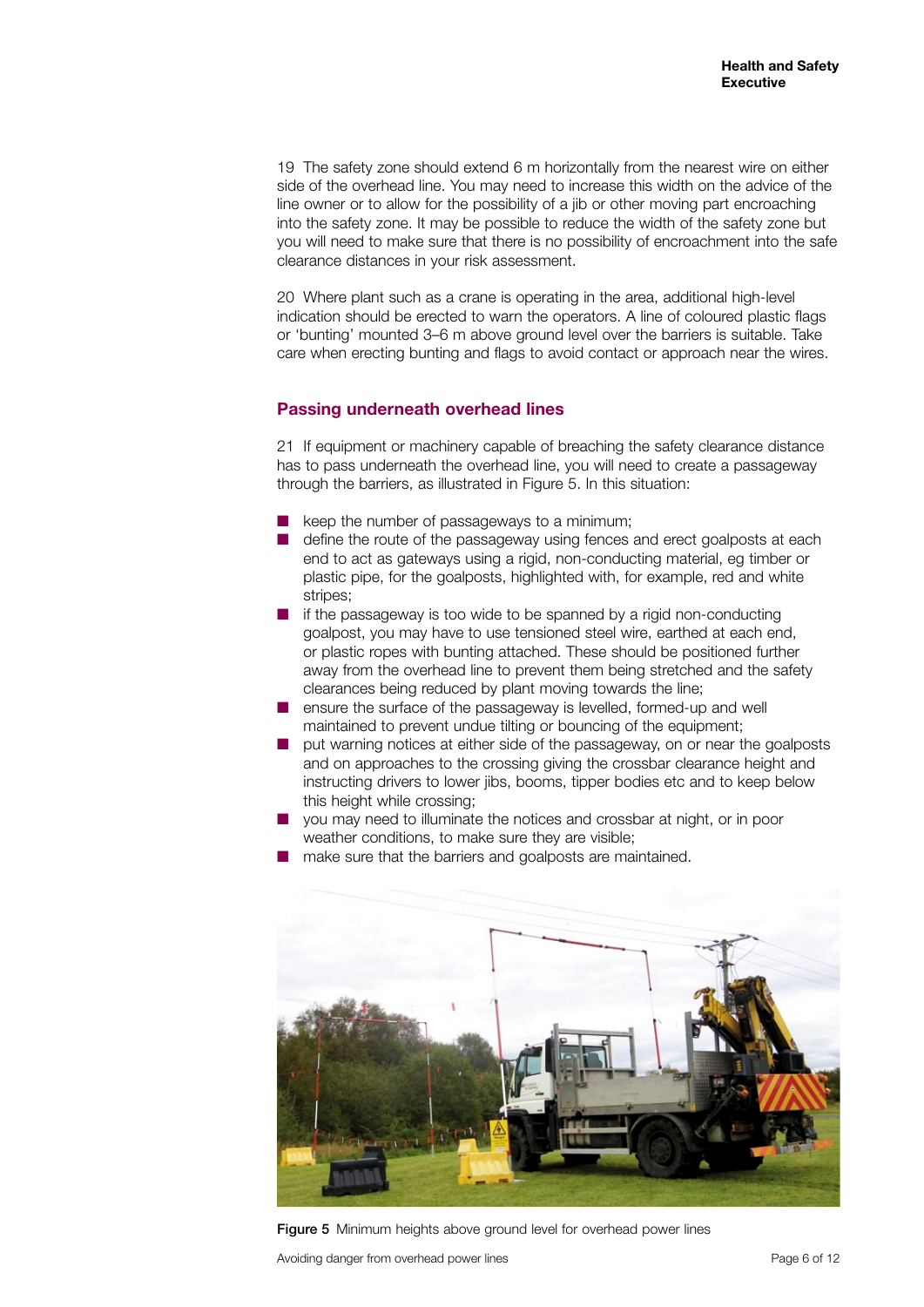19 The safety zone should extend 6 m horizontally from the nearest wire on either side of the overhead line. You may need to increase this width on the advice of the line owner or to allow for the possibility of a jib or other moving part encroaching into the safety zone. It may be possible to reduce the width of the safety zone but you will need to make sure that there is no possibility of encroachment into the safe clearance distances in your risk assessment.

20 Where plant such as a crane is operating in the area, additional high-level indication should be erected to warn the operators. A line of coloured plastic flags or 'bunting' mounted 3–6 m above ground level over the barriers is suitable. Take care when erecting bunting and flags to avoid contact or approach near the wires.

## Passing underneath overhead lines

21 If equipment or machinery capable of breaching the safety clearance distance has to pass underneath the overhead line, you will need to create a passageway through the barriers, as illustrated in Figure 5. In this situation:

- keep the number of passageways to a minimum;
- define the route of the passageway using fences and erect goalposts at each end to act as gateways using a rigid, non-conducting material, eg timber or plastic pipe, for the goalposts, highlighted with, for example, red and white stripes;
- if the passageway is too wide to be spanned by a rigid non-conducting goalpost, you may have to use tensioned steel wire, earthed at each end, or plastic ropes with bunting attached. These should be positioned further away from the overhead line to prevent them being stretched and the safety clearances being reduced by plant moving towards the line;
- ensure the surface of the passageway is levelled, formed-up and well maintained to prevent undue tilting or bouncing of the equipment;
- put warning notices at either side of the passageway, on or near the goalposts and on approaches to the crossing giving the crossbar clearance height and instructing drivers to lower jibs, booms, tipper bodies etc and to keep below this height while crossing;
- you may need to illuminate the notices and crossbar at night, or in poor weather conditions, to make sure they are visible;
- make sure that the barriers and goalposts are maintained.

**Figure 5** Minimum heights above ground level for overhead power lines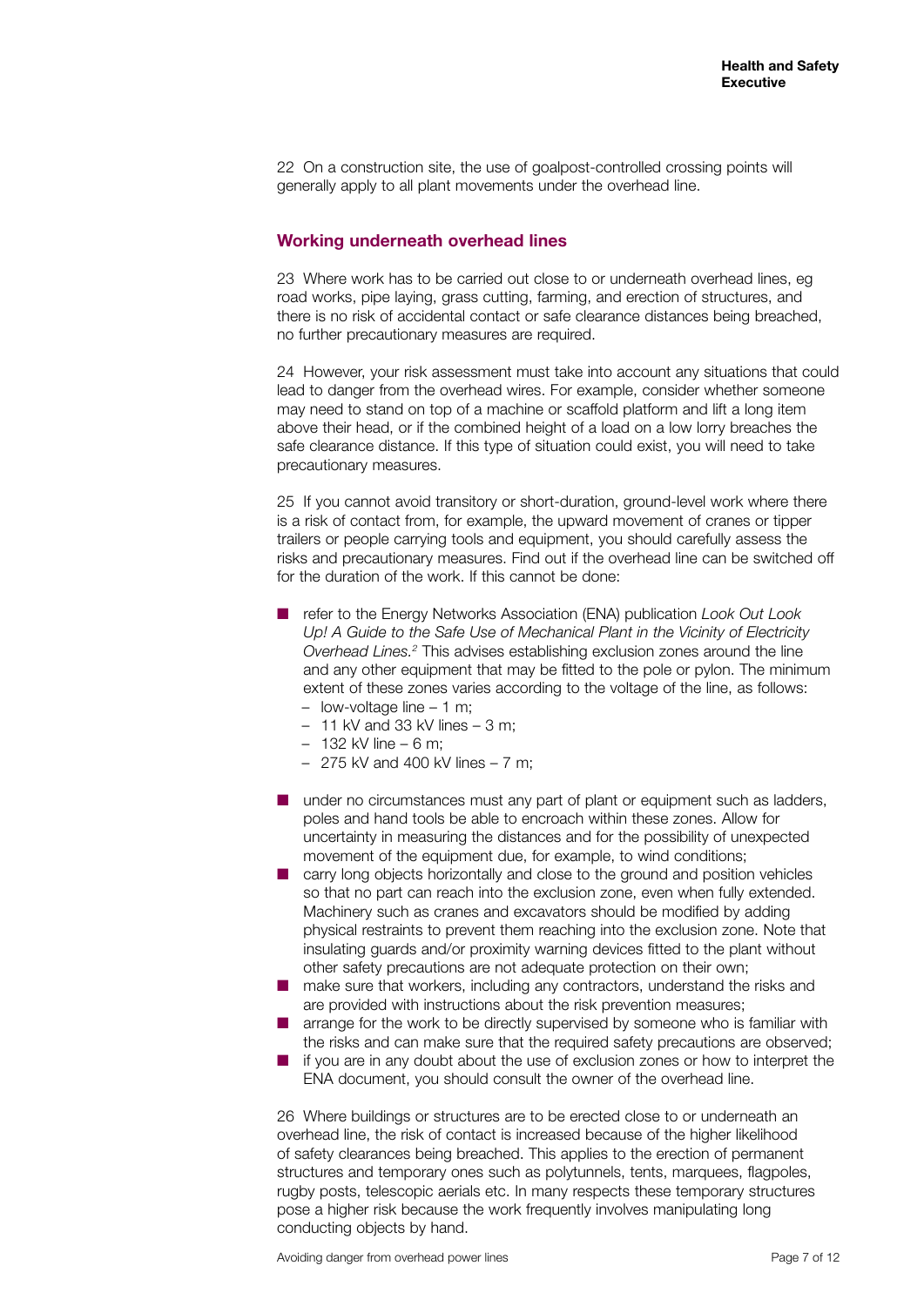22 On a construction site, the use of goalpost-controlled crossing points will generally apply to all plant movements under the overhead line.

## Working underneath overhead lines

23 Where work has to be carried out close to or underneath overhead lines, eg road works, pipe laying, grass cutting, farming, and erection of structures, and there is no risk of accidental contact or safe clearance distances being breached, no further precautionary measures are required.

24 However, your risk assessment must take into account any situations that could lead to danger from the overhead wires. For example, consider whether someone may need to stand on top of a machine or scaffold platform and lift a long item above their head, or if the combined height of a load on a low lorry breaches the safe clearance distance. If this type of situation could exist, you will need to take precautionary measures.

25 If you cannot avoid transitory or short-duration, ground-level work where there is a risk of contact from, for example, the upward movement of cranes or tipper trailers or people carrying tools and equipment, you should carefully assess the risks and precautionary measures. Find out if the overhead line can be switched off for the duration of the work. If this cannot be done:

- refer to the Energy Networks Association (ENA) publication *Look Out Look Up! A Guide to the Safe Use of Mechanical Plant in the Vicinity of Electricity Overhead Lines.*[2] This advises establishing exclusion zones around the line and any other equipment that may be fitted to the pole or pylon. The minimum extent of these zones varies according to the voltage of the line, as follows:
  - low-voltage line – 1 m;
  - 11 kV and 33 kV lines – 3 m;
  - 132 kV line – 6 m;
  - 275 kV and 400 kV lines – 7 m;
- under no circumstances must any part of plant or equipment such as ladders, poles and hand tools be able to encroach within these zones. Allow for uncertainty in measuring the distances and for the possibility of unexpected movement of the equipment due, for example, to wind conditions;
- carry long objects horizontally and close to the ground and position vehicles so that no part can reach into the exclusion zone, even when fully extended. Machinery such as cranes and excavators should be modified by adding physical restraints to prevent them reaching into the exclusion zone. Note that insulating guards and/or proximity warning devices fitted to the plant without other safety precautions are not adequate protection on their own;
- make sure that workers, including any contractors, understand the risks and are provided with instructions about the risk prevention measures;
- arrange for the work to be directly supervised by someone who is familiar with the risks and can make sure that the required safety precautions are observed;
- if you are in any doubt about the use of exclusion zones or how to interpret the ENA document, you should consult the owner of the overhead line.

26 Where buildings or structures are to be erected close to or underneath an overhead line, the risk of contact is increased because of the higher likelihood of safety clearances being breached. This applies to the erection of permanent structures and temporary ones such as polytunnels, tents, marquees, flagpoles, rugby posts, telescopic aerials etc. In many respects these temporary structures pose a higher risk because the work frequently involves manipulating long conducting objects by hand.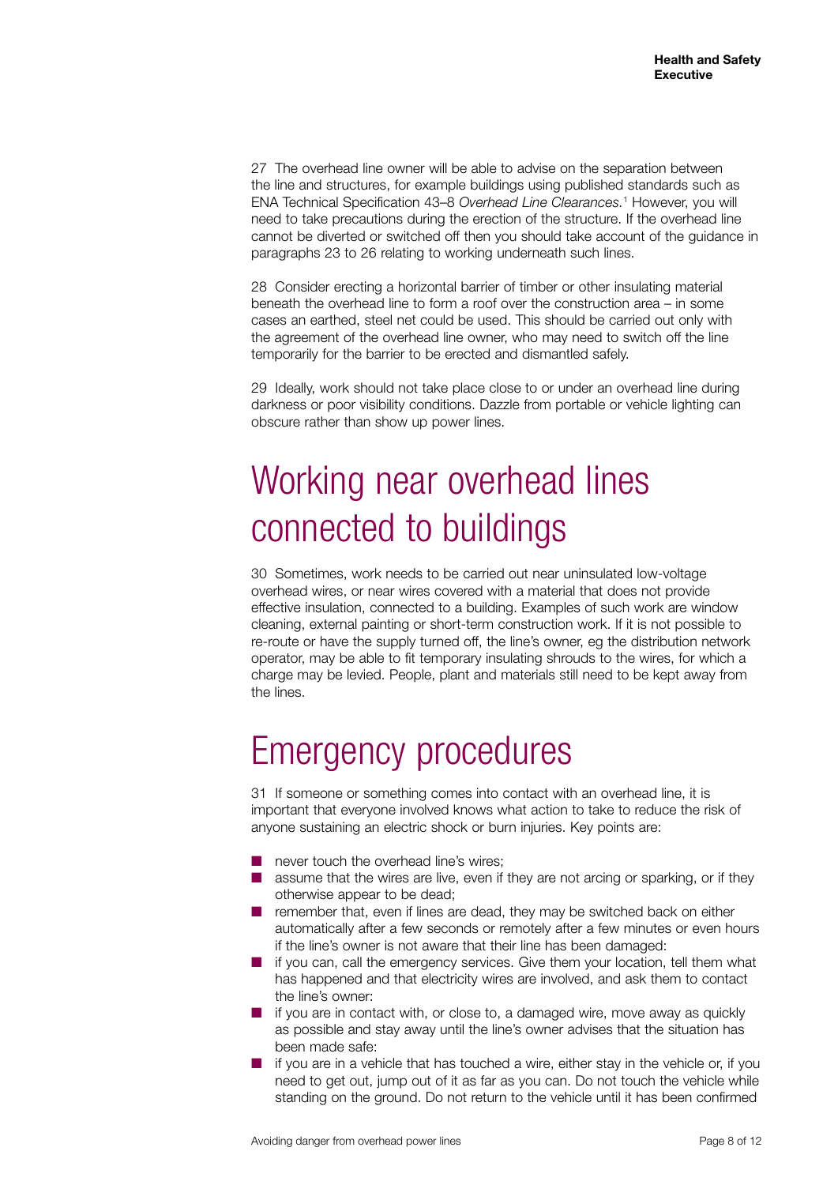27 The overhead line owner will be able to advise on the separation between the line and structures, for example buildings using published standards such as ENA Technical Specification 43–8 *Overhead Line Clearances.*[1] However, you will need to take precautions during the erection of the structure. If the overhead line cannot be diverted or switched off then you should take account of the guidance in paragraphs 23 to 26 relating to working underneath such lines.

28 Consider erecting a horizontal barrier of timber or other insulating material beneath the overhead line to form a roof over the construction area – in some cases an earthed, steel net could be used. This should be carried out only with the agreement of the overhead line owner, who may need to switch off the line temporarily for the barrier to be erected and dismantled safely.

29 Ideally, work should not take place close to or under an overhead line during darkness or poor visibility conditions. Dazzle from portable or vehicle lighting can obscure rather than show up power lines.

# Working near overhead lines connected to buildings

30 Sometimes, work needs to be carried out near uninsulated low-voltage overhead wires, or near wires covered with a material that does not provide effective insulation, connected to a building. Examples of such work are window cleaning, external painting or short-term construction work. If it is not possible to re-route or have the supply turned off, the line's owner, eg the distribution network operator, may be able to fit temporary insulating shrouds to the wires, for which a charge may be levied. People, plant and materials still need to be kept away from the lines.

# Emergency procedures

31 If someone or something comes into contact with an overhead line, it is important that everyone involved knows what action to take to reduce the risk of anyone sustaining an electric shock or burn injuries. Key points are:

- never touch the overhead line's wires;
- assume that the wires are live, even if they are not arcing or sparking, or if they otherwise appear to be dead;
- remember that, even if lines are dead, they may be switched back on either automatically after a few seconds or remotely after a few minutes or even hours if the line's owner is not aware that their line has been damaged:
- if you can, call the emergency services. Give them your location, tell them what has happened and that electricity wires are involved, and ask them to contact the line's owner:
- if you are in contact with, or close to, a damaged wire, move away as quickly as possible and stay away until the line's owner advises that the situation has been made safe:
- if you are in a vehicle that has touched a wire, either stay in the vehicle or, if you need to get out, jump out of it as far as you can. Do not touch the vehicle while standing on the ground. Do not return to the vehicle until it has been confirmed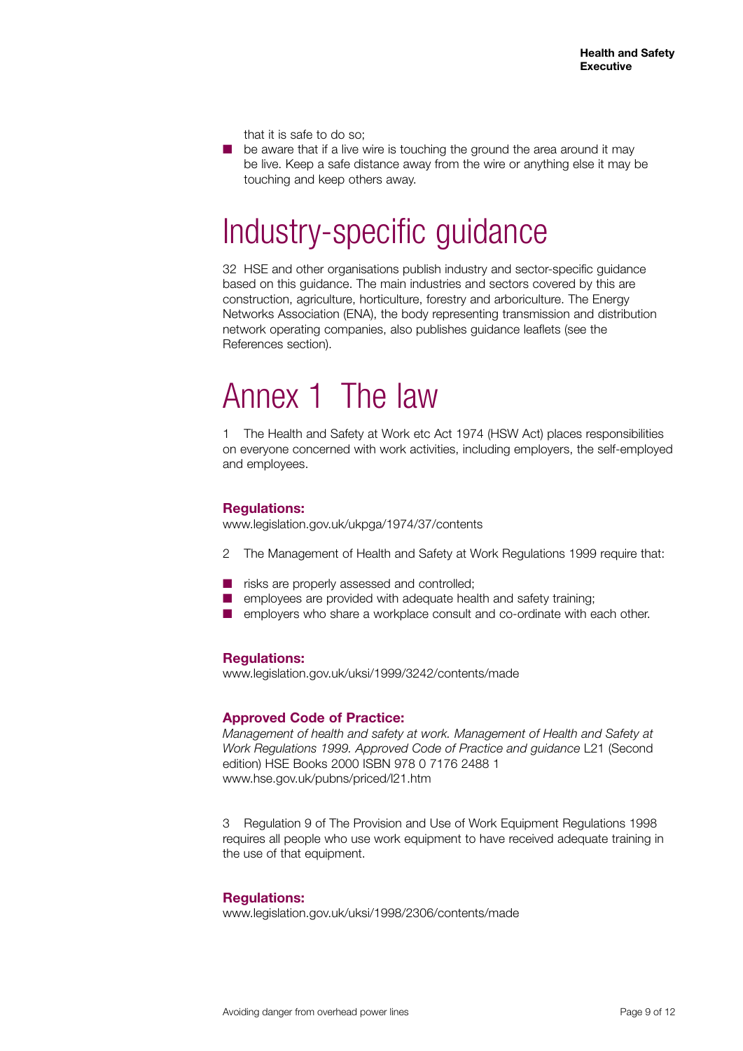that it is safe to do so;

- be aware that if a live wire is touching the ground the area around it may be live. Keep a safe distance away from the wire or anything else it may be touching and keep others away.

# Industry-specific guidance

32 HSE and other organisations publish industry and sector-specific guidance based on this guidance. The main industries and sectors covered by this are construction, agriculture, horticulture, forestry and arboriculture. The Energy Networks Association (ENA), the body representing transmission and distribution network operating companies, also publishes guidance leaflets (see the References section).

# Annex 1 The law

1 The Health and Safety at Work etc Act 1974 (HSW Act) places responsibilities on everyone concerned with work activities, including employers, the self-employed and employees.

**Regulations:**
www.legislation.gov.uk/ukpga/1974/37/contents

2 The Management of Health and Safety at Work Regulations 1999 require that:

- risks are properly assessed and controlled;
- employees are provided with adequate health and safety training;
- employers who share a workplace consult and co-ordinate with each other.

**Regulations:**
www.legislation.gov.uk/uksi/1999/3242/contents/made

**Approved Code of Practice:**
*Management of health and safety at work. Management of Health and Safety at Work Regulations 1999. Approved Code of Practice and guidance* L21 (Second edition) HSE Books 2000 ISBN 978 0 7176 2488 1
www.hse.gov.uk/pubns/priced/l21.htm

3 Regulation 9 of The Provision and Use of Work Equipment Regulations 1998 requires all people who use work equipment to have received adequate training in the use of that equipment.

**Regulations:**
www.legislation.gov.uk/uksi/1998/2306/contents/made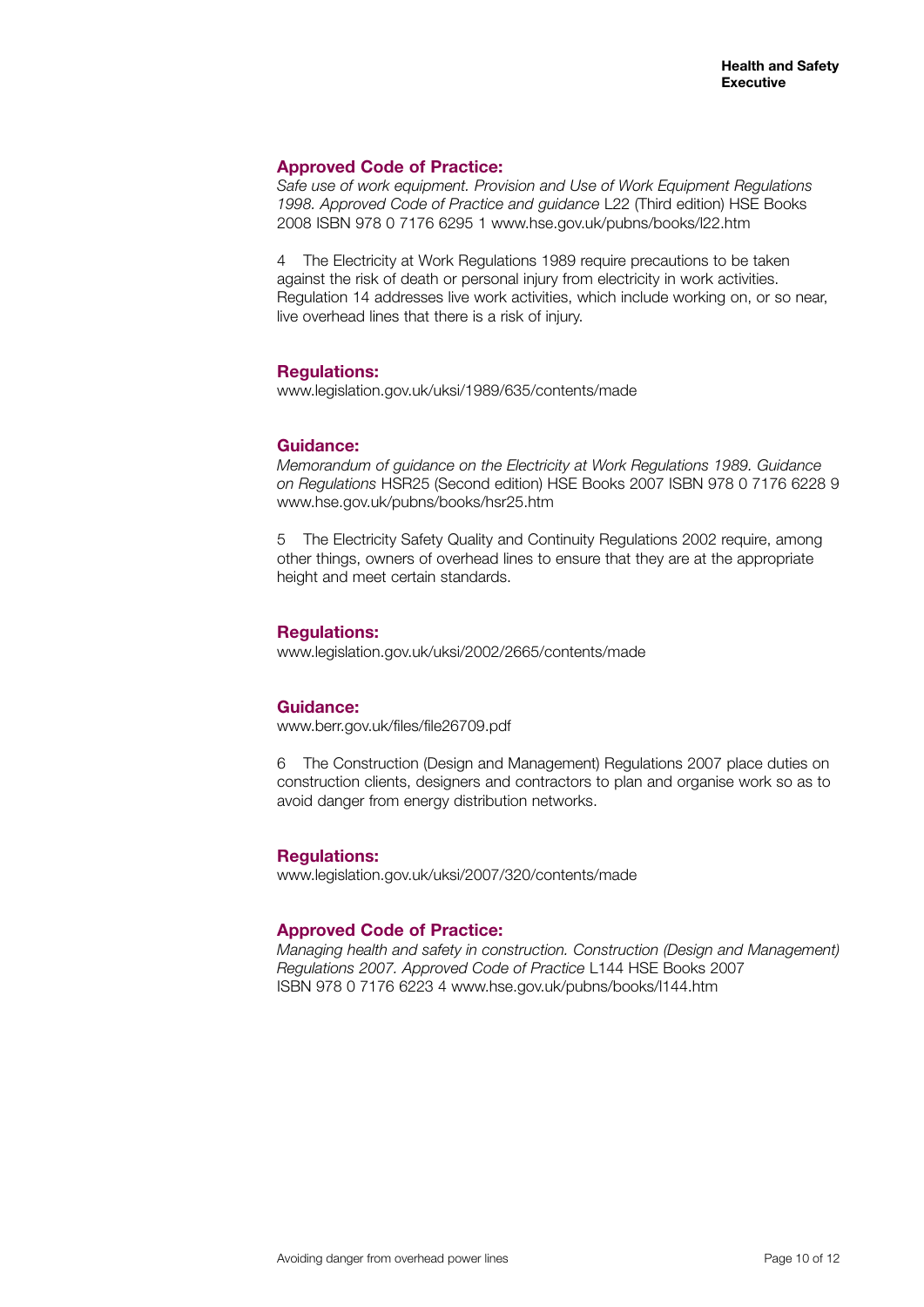**Approved Code of Practice:**
*Safe use of work equipment. Provision and Use of Work Equipment Regulations 1998. Approved Code of Practice and guidance* L22 (Third edition) HSE Books 2008 ISBN 978 0 7176 6295 1 www.hse.gov.uk/pubns/books/l22.htm

4 The Electricity at Work Regulations 1989 require precautions to be taken against the risk of death or personal injury from electricity in work activities. Regulation 14 addresses live work activities, which include working on, or so near, live overhead lines that there is a risk of injury.

**Regulations:**
www.legislation.gov.uk/uksi/1989/635/contents/made

**Guidance:**
*Memorandum of guidance on the Electricity at Work Regulations 1989. Guidance on Regulations* HSR25 (Second edition) HSE Books 2007 ISBN 978 0 7176 6228 9 www.hse.gov.uk/pubns/books/hsr25.htm

5 The Electricity Safety Quality and Continuity Regulations 2002 require, among other things, owners of overhead lines to ensure that they are at the appropriate height and meet certain standards.

**Regulations:**
www.legislation.gov.uk/uksi/2002/2665/contents/made

**Guidance:**
www.berr.gov.uk/files/file26709.pdf

6 The Construction (Design and Management) Regulations 2007 place duties on construction clients, designers and contractors to plan and organise work so as to avoid danger from energy distribution networks.

**Regulations:**
www.legislation.gov.uk/uksi/2007/320/contents/made

**Approved Code of Practice:**
*Managing health and safety in construction. Construction (Design and Management) Regulations 2007. Approved Code of Practice* L144 HSE Books 2007 ISBN 978 0 7176 6223 4 www.hse.gov.uk/pubns/books/l144.htm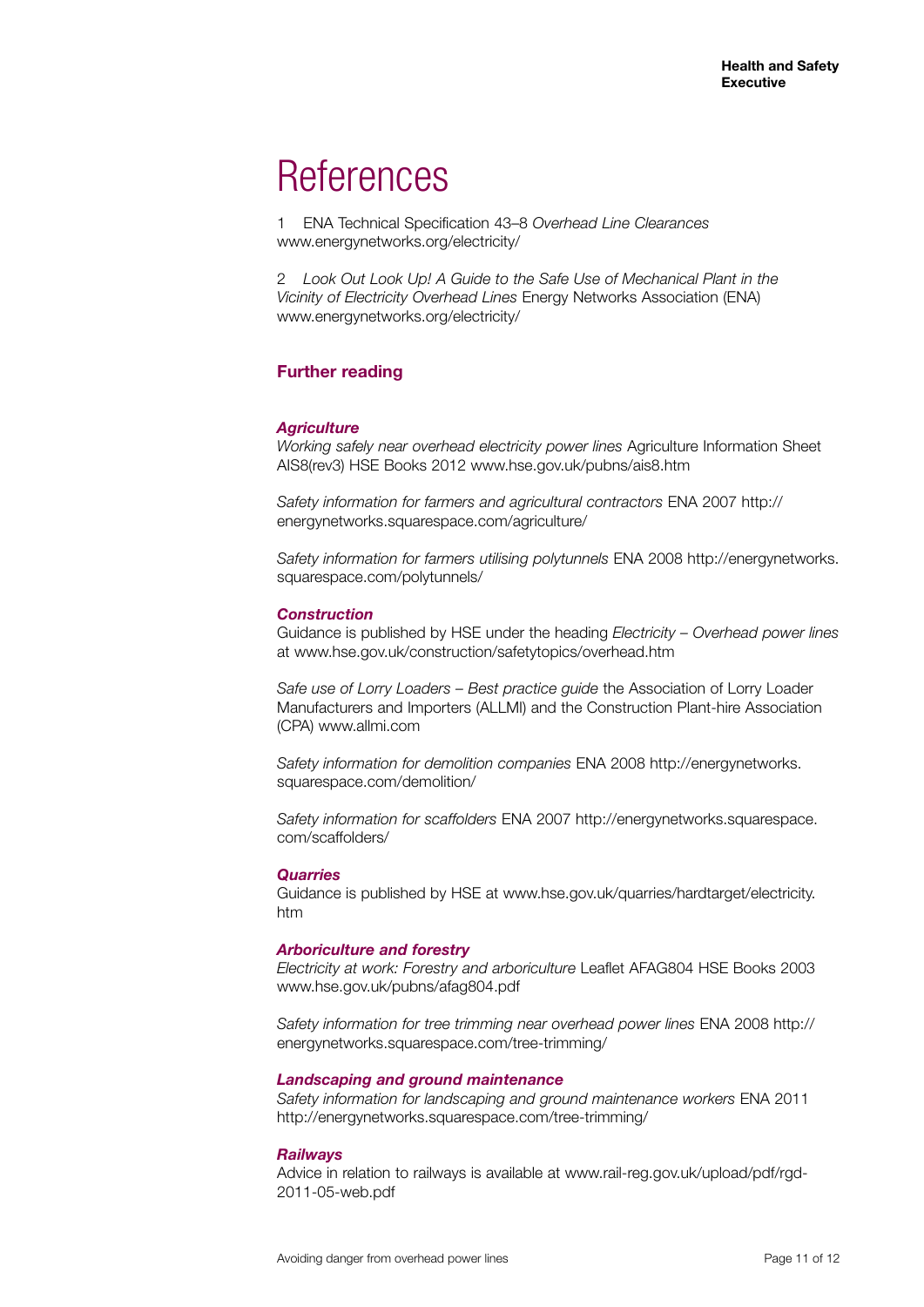# References

1 ENA Technical Specification 43–8 *Overhead Line Clearances* www.energynetworks.org/electricity/

2 *Look Out Look Up! A Guide to the Safe Use of Mechanical Plant in the Vicinity of Electricity Overhead Lines* Energy Networks Association (ENA) www.energynetworks.org/electricity/

## Further reading

### *Agriculture*

*Working safely near overhead electricity power lines* Agriculture Information Sheet AIS8(rev3) HSE Books 2012 www.hse.gov.uk/pubns/ais8.htm

*Safety information for farmers and agricultural contractors* ENA 2007 http://energynetworks.squarespace.com/agriculture/

*Safety information for farmers utilising polytunnels* ENA 2008 http://energynetworks.squarespace.com/polytunnels/

### *Construction*

Guidance is published by HSE under the heading *Electricity – Overhead power lines* at www.hse.gov.uk/construction/safetytopics/overhead.htm

*Safe use of Lorry Loaders – Best practice guide* the Association of Lorry Loader Manufacturers and Importers (ALLMI) and the Construction Plant-hire Association (CPA) www.allmi.com

*Safety information for demolition companies* ENA 2008 http://energynetworks.squarespace.com/demolition/

*Safety information for scaffolders* ENA 2007 http://energynetworks.squarespace.com/scaffolders/

### *Quarries*

Guidance is published by HSE at www.hse.gov.uk/quarries/hardtarget/electricity.htm

### *Arboriculture and forestry*

*Electricity at work: Forestry and arboriculture* Leaflet AFAG804 HSE Books 2003 www.hse.gov.uk/pubns/afag804.pdf

*Safety information for tree trimming near overhead power lines* ENA 2008 http://energynetworks.squarespace.com/tree-trimming/

### *Landscaping and ground maintenance*

*Safety information for landscaping and ground maintenance workers* ENA 2011 http://energynetworks.squarespace.com/tree-trimming/

### *Railways*

Advice in relation to railways is available at www.rail-reg.gov.uk/upload/pdf/rgd-2011-05-web.pdf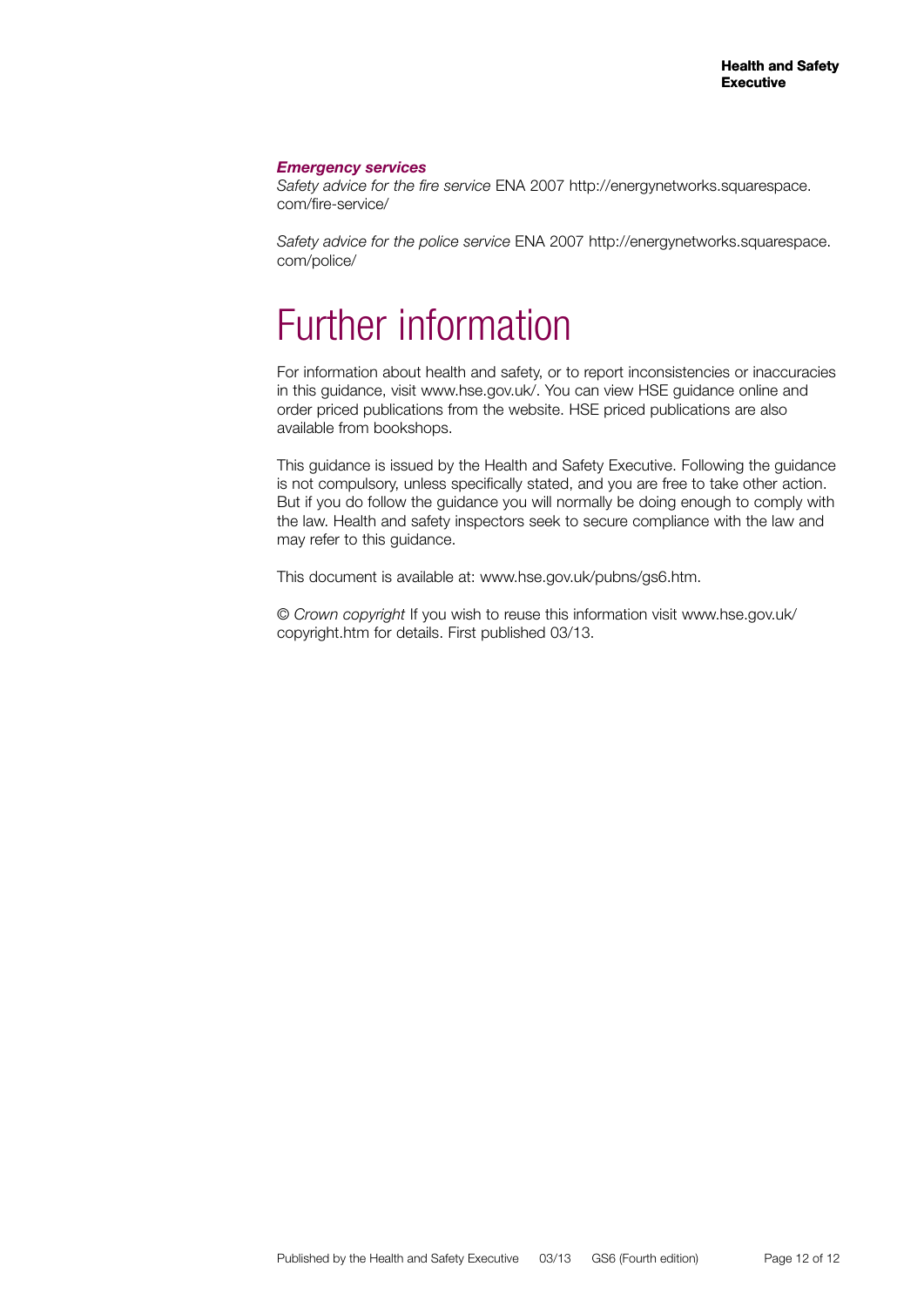***Emergency services***

*Safety advice for the fire service* ENA 2007 http://energynetworks.squarespace.com/fire-service/

*Safety advice for the police service* ENA 2007 http://energynetworks.squarespace.com/police/

# Further information

For information about health and safety, or to report inconsistencies or inaccuracies in this guidance, visit www.hse.gov.uk/. You can view HSE guidance online and order priced publications from the website. HSE priced publications are also available from bookshops.

This guidance is issued by the Health and Safety Executive. Following the guidance is not compulsory, unless specifically stated, and you are free to take other action. But if you do follow the guidance you will normally be doing enough to comply with the law. Health and safety inspectors seek to secure compliance with the law and may refer to this guidance.

This document is available at: www.hse.gov.uk/pubns/gs6.htm.

© *Crown copyright* If you wish to reuse this information visit www.hse.gov.uk/copyright.htm for details. First published 03/13.